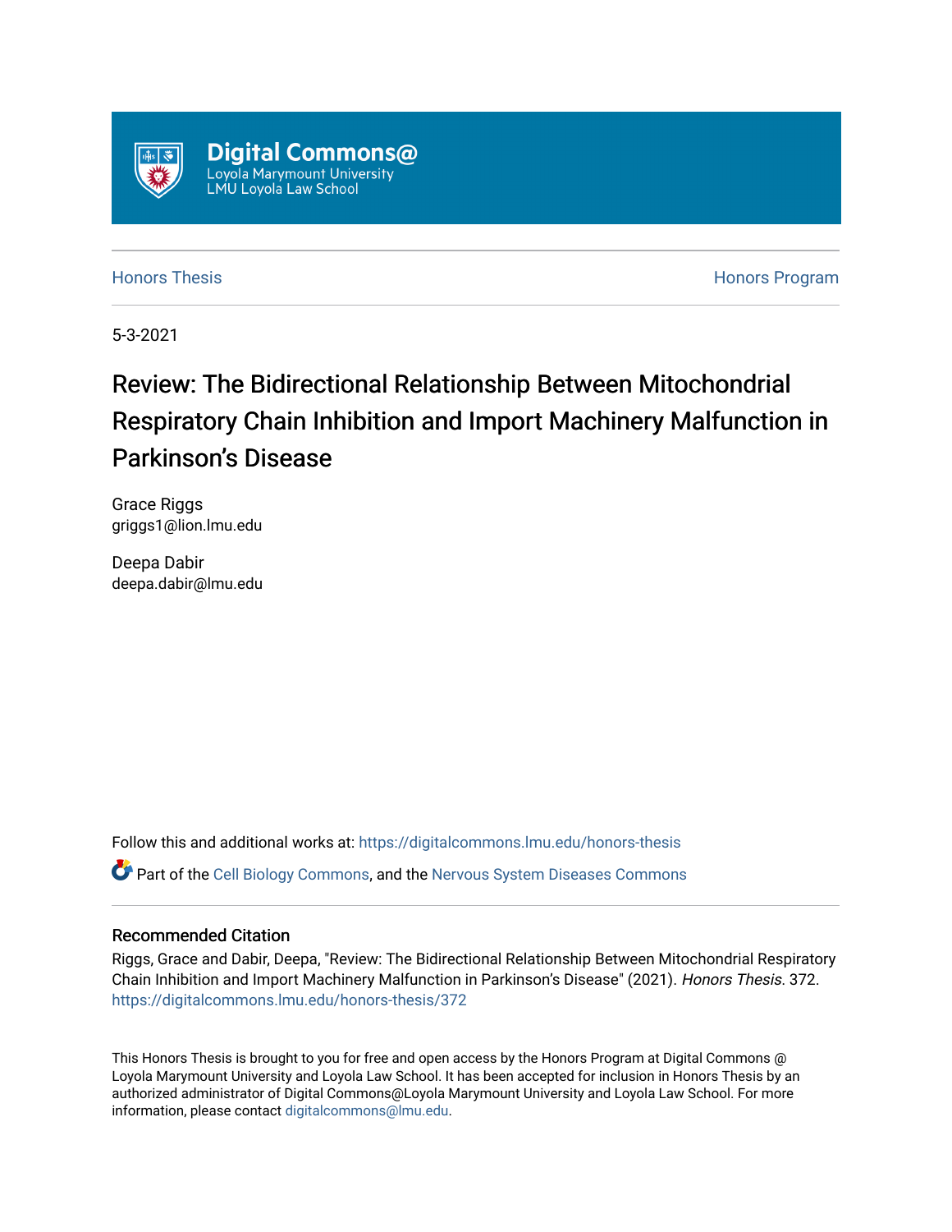Digital Commons@
Loyola Marymount University
LMU Loyola Law School

Honors Thesis | Honors Program

5-3-2021

# Review: The Bidirectional Relationship Between Mitochondrial Respiratory Chain Inhibition and Import Machinery Malfunction in Parkinson's Disease

Grace Riggs
griggs1@lion.lmu.edu

Deepa Dabir
deepa.dabir@lmu.edu

Follow this and additional works at: https://digitalcommons.lmu.edu/honors-thesis

Part of the Cell Biology Commons, and the Nervous System Diseases Commons

### Recommended Citation

Riggs, Grace and Dabir, Deepa, "Review: The Bidirectional Relationship Between Mitochondrial Respiratory Chain Inhibition and Import Machinery Malfunction in Parkinson's Disease" (2021). *Honors Thesis*. 372.
https://digitalcommons.lmu.edu/honors-thesis/372

This Honors Thesis is brought to you for free and open access by the Honors Program at Digital Commons @ Loyola Marymount University and Loyola Law School. It has been accepted for inclusion in Honors Thesis by an authorized administrator of Digital Commons@Loyola Marymount University and Loyola Law School. For more information, please contact digitalcommons@lmu.edu.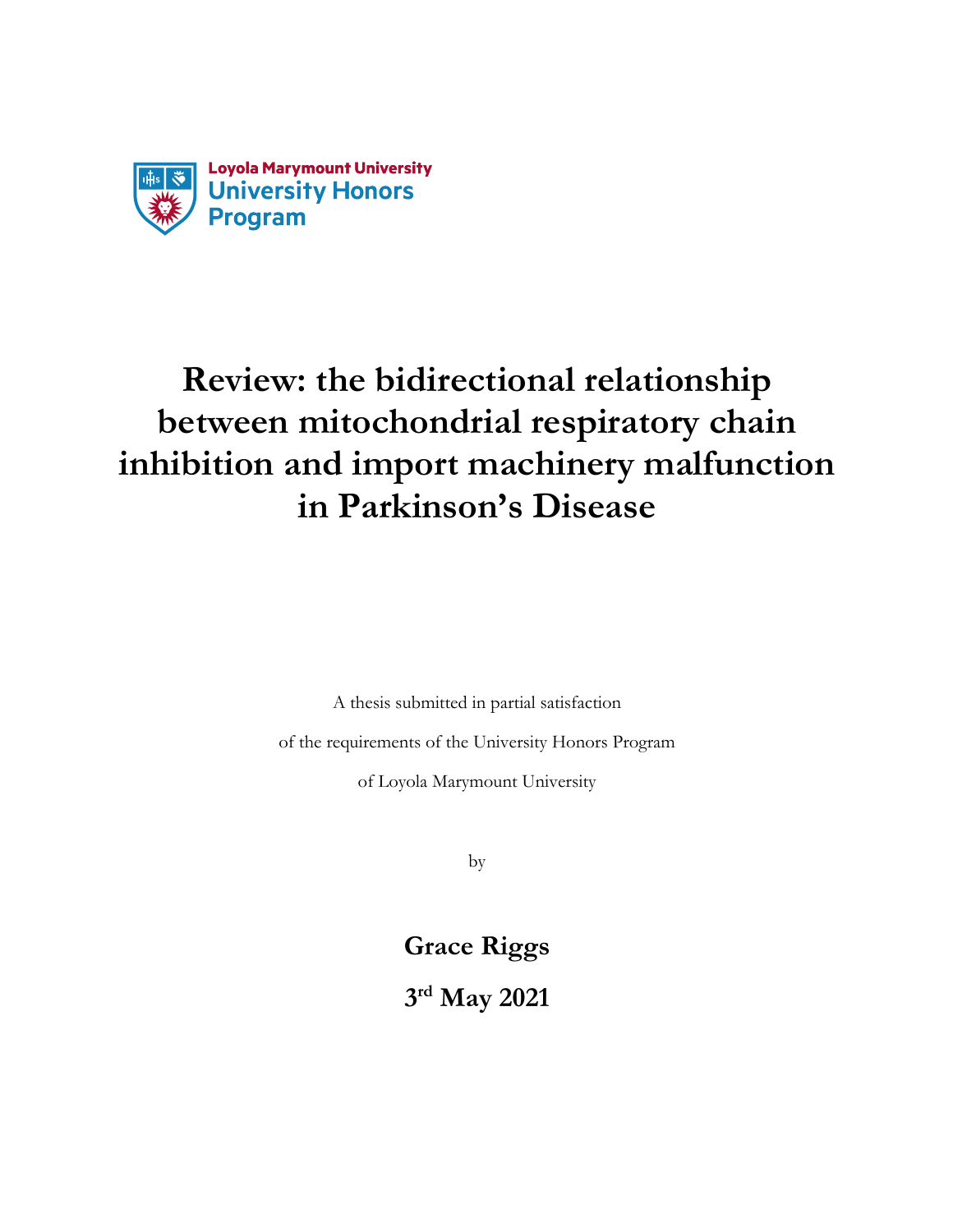Loyola Marymount University
University Honors Program

# Review: the bidirectional relationship between mitochondrial respiratory chain inhibition and import machinery malfunction in Parkinson's Disease

A thesis submitted in partial satisfaction

of the requirements of the University Honors Program

of Loyola Marymount University

by

**Grace Riggs**

**3rd May 2021**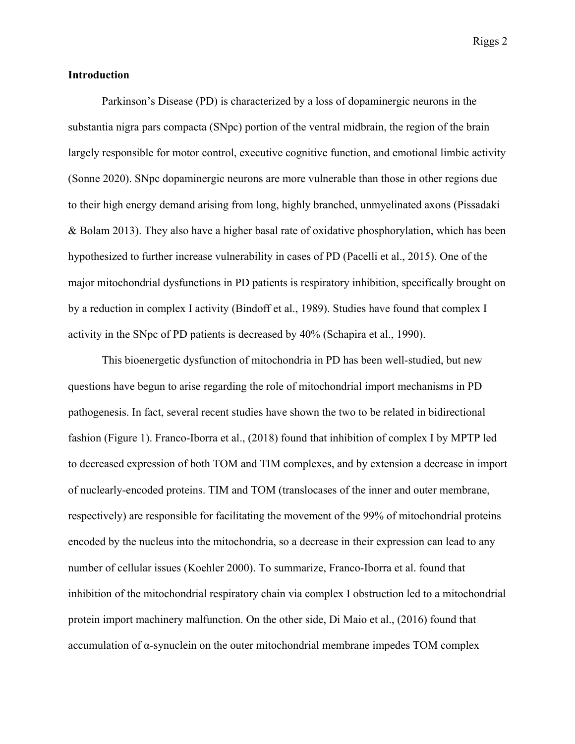**Introduction**

Parkinson's Disease (PD) is characterized by a loss of dopaminergic neurons in the substantia nigra pars compacta (SNpc) portion of the ventral midbrain, the region of the brain largely responsible for motor control, executive cognitive function, and emotional limbic activity (Sonne 2020). SNpc dopaminergic neurons are more vulnerable than those in other regions due to their high energy demand arising from long, highly branched, unmyelinated axons (Pissadaki & Bolam 2013). They also have a higher basal rate of oxidative phosphorylation, which has been hypothesized to further increase vulnerability in cases of PD (Pacelli et al., 2015). One of the major mitochondrial dysfunctions in PD patients is respiratory inhibition, specifically brought on by a reduction in complex I activity (Bindoff et al., 1989). Studies have found that complex I activity in the SNpc of PD patients is decreased by 40% (Schapira et al., 1990).

This bioenergetic dysfunction of mitochondria in PD has been well-studied, but new questions have begun to arise regarding the role of mitochondrial import mechanisms in PD pathogenesis. In fact, several recent studies have shown the two to be related in bidirectional fashion (Figure 1). Franco-Iborra et al., (2018) found that inhibition of complex I by MPTP led to decreased expression of both TOM and TIM complexes, and by extension a decrease in import of nuclearly-encoded proteins. TIM and TOM (translocases of the inner and outer membrane, respectively) are responsible for facilitating the movement of the 99% of mitochondrial proteins encoded by the nucleus into the mitochondria, so a decrease in their expression can lead to any number of cellular issues (Koehler 2000). To summarize, Franco-Iborra et al. found that inhibition of the mitochondrial respiratory chain via complex I obstruction led to a mitochondrial protein import machinery malfunction. On the other side, Di Maio et al., (2016) found that accumulation of α-synuclein on the outer mitochondrial membrane impedes TOM complex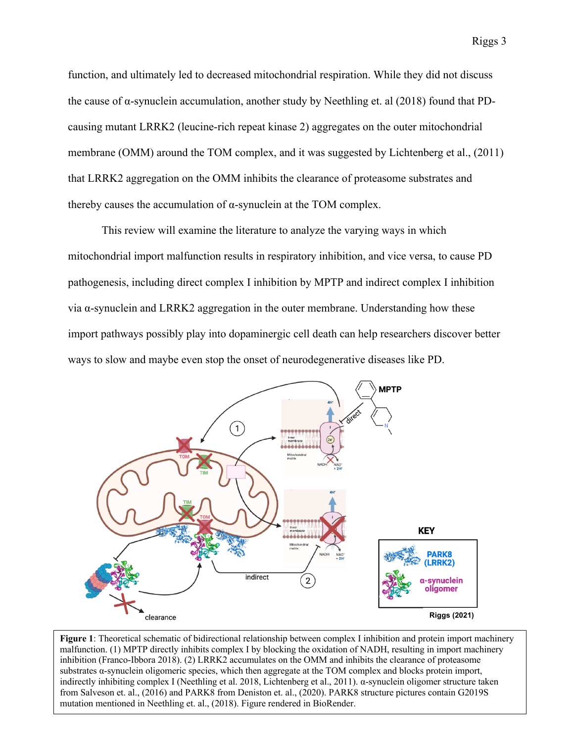function, and ultimately led to decreased mitochondrial respiration. While they did not discuss the cause of α-synuclein accumulation, another study by Neethling et. al (2018) found that PD-causing mutant LRRK2 (leucine-rich repeat kinase 2) aggregates on the outer mitochondrial membrane (OMM) around the TOM complex, and it was suggested by Lichtenberg et al., (2011) that LRRK2 aggregation on the OMM inhibits the clearance of proteasome substrates and thereby causes the accumulation of α-synuclein at the TOM complex.

This review will examine the literature to analyze the varying ways in which mitochondrial import malfunction results in respiratory inhibition, and vice versa, to cause PD pathogenesis, including direct complex I inhibition by MPTP and indirect complex I inhibition via α-synuclein and LRRK2 aggregation in the outer membrane. Understanding how these import pathways possibly play into dopaminergic cell death can help researchers discover better ways to slow and maybe even stop the onset of neurodegenerative diseases like PD.

**Figure 1**: Theoretical schematic of bidirectional relationship between complex I inhibition and protein import machinery malfunction. (1) MPTP directly inhibits complex I by blocking the oxidation of NADH, resulting in import machinery inhibition (Franco-Ibbora 2018). (2) LRRK2 accumulates on the OMM and inhibits the clearance of proteasome substrates α-synuclein oligomeric species, which then aggregate at the TOM complex and blocks protein import, indirectly inhibiting complex I (Neethling et al. 2018, Lichtenberg et al., 2011). α-synuclein oligomer structure taken from Salveson et. al., (2016) and PARK8 from Deniston et. al., (2020). PARK8 structure pictures contain G2019S mutation mentioned in Neethling et. al., (2018). Figure rendered in BioRender.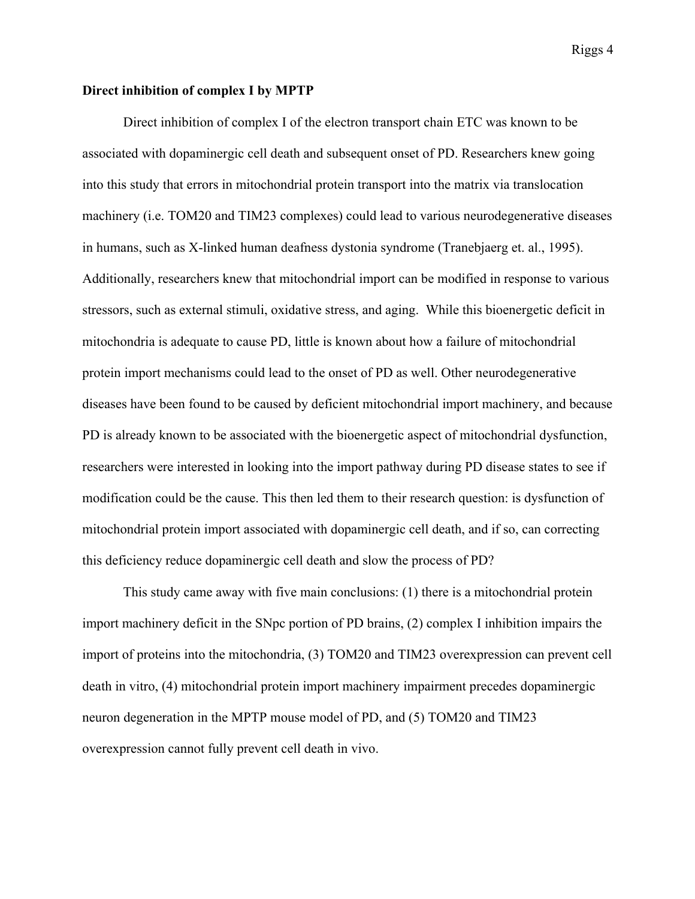**Direct inhibition of complex I by MPTP**

Direct inhibition of complex I of the electron transport chain ETC was known to be associated with dopaminergic cell death and subsequent onset of PD. Researchers knew going into this study that errors in mitochondrial protein transport into the matrix via translocation machinery (i.e. TOM20 and TIM23 complexes) could lead to various neurodegenerative diseases in humans, such as X-linked human deafness dystonia syndrome (Tranebjaerg et. al., 1995). Additionally, researchers knew that mitochondrial import can be modified in response to various stressors, such as external stimuli, oxidative stress, and aging. While this bioenergetic deficit in mitochondria is adequate to cause PD, little is known about how a failure of mitochondrial protein import mechanisms could lead to the onset of PD as well. Other neurodegenerative diseases have been found to be caused by deficient mitochondrial import machinery, and because PD is already known to be associated with the bioenergetic aspect of mitochondrial dysfunction, researchers were interested in looking into the import pathway during PD disease states to see if modification could be the cause. This then led them to their research question: is dysfunction of mitochondrial protein import associated with dopaminergic cell death, and if so, can correcting this deficiency reduce dopaminergic cell death and slow the process of PD?

This study came away with five main conclusions: (1) there is a mitochondrial protein import machinery deficit in the SNpc portion of PD brains, (2) complex I inhibition impairs the import of proteins into the mitochondria, (3) TOM20 and TIM23 overexpression can prevent cell death in vitro, (4) mitochondrial protein import machinery impairment precedes dopaminergic neuron degeneration in the MPTP mouse model of PD, and (5) TOM20 and TIM23 overexpression cannot fully prevent cell death in vivo.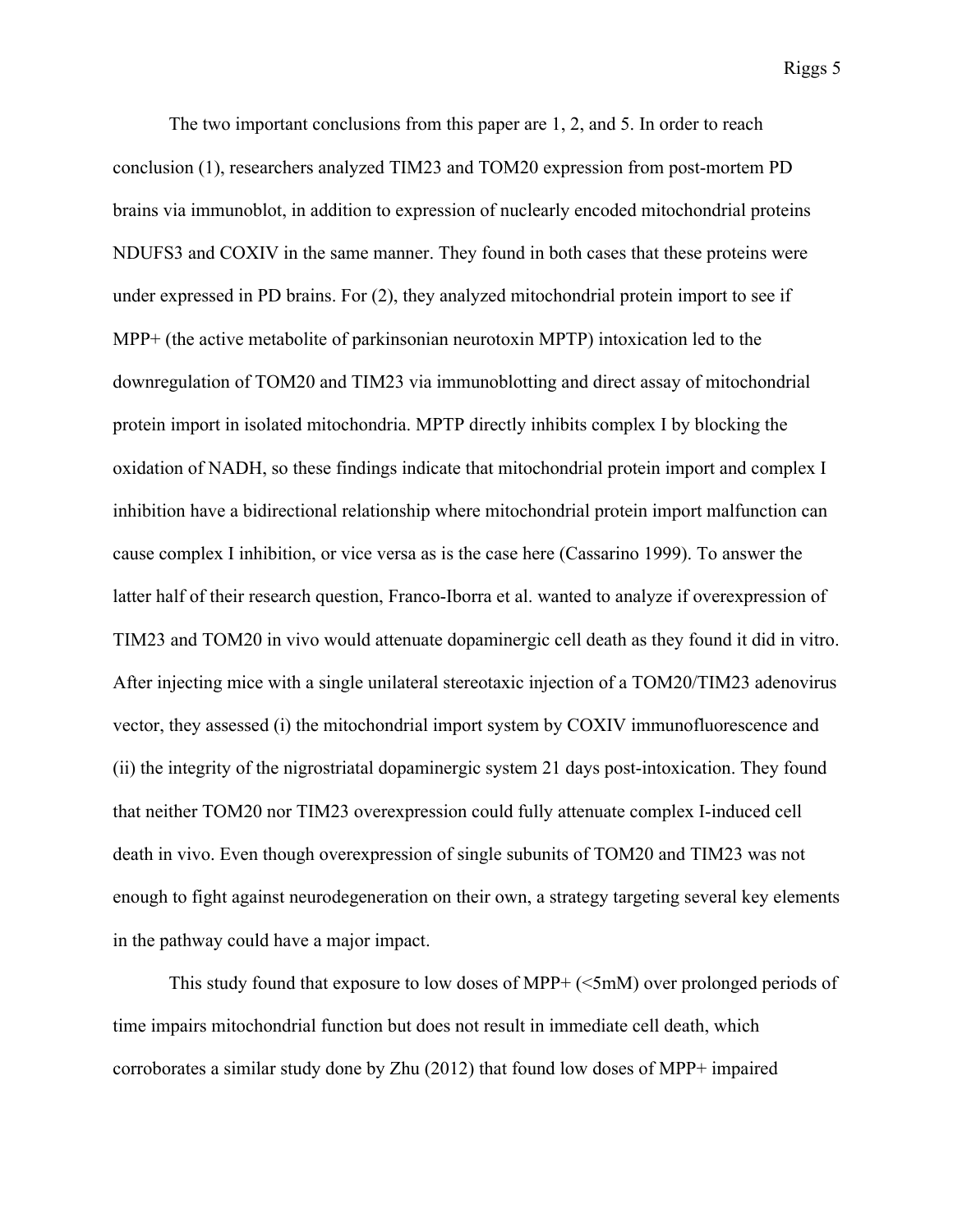The two important conclusions from this paper are 1, 2, and 5. In order to reach conclusion (1), researchers analyzed TIM23 and TOM20 expression from post-mortem PD brains via immunoblot, in addition to expression of nuclearly encoded mitochondrial proteins NDUFS3 and COXIV in the same manner. They found in both cases that these proteins were under expressed in PD brains. For (2), they analyzed mitochondrial protein import to see if MPP+ (the active metabolite of parkinsonian neurotoxin MPTP) intoxication led to the downregulation of TOM20 and TIM23 via immunoblotting and direct assay of mitochondrial protein import in isolated mitochondria. MPTP directly inhibits complex I by blocking the oxidation of NADH, so these findings indicate that mitochondrial protein import and complex I inhibition have a bidirectional relationship where mitochondrial protein import malfunction can cause complex I inhibition, or vice versa as is the case here (Cassarino 1999). To answer the latter half of their research question, Franco-Iborra et al. wanted to analyze if overexpression of TIM23 and TOM20 in vivo would attenuate dopaminergic cell death as they found it did in vitro. After injecting mice with a single unilateral stereotaxic injection of a TOM20/TIM23 adenovirus vector, they assessed (i) the mitochondrial import system by COXIV immunofluorescence and (ii) the integrity of the nigrostriatal dopaminergic system 21 days post-intoxication. They found that neither TOM20 nor TIM23 overexpression could fully attenuate complex I-induced cell death in vivo. Even though overexpression of single subunits of TOM20 and TIM23 was not enough to fight against neurodegeneration on their own, a strategy targeting several key elements in the pathway could have a major impact.

This study found that exposure to low doses of MPP+ (<5mM) over prolonged periods of time impairs mitochondrial function but does not result in immediate cell death, which corroborates a similar study done by Zhu (2012) that found low doses of MPP+ impaired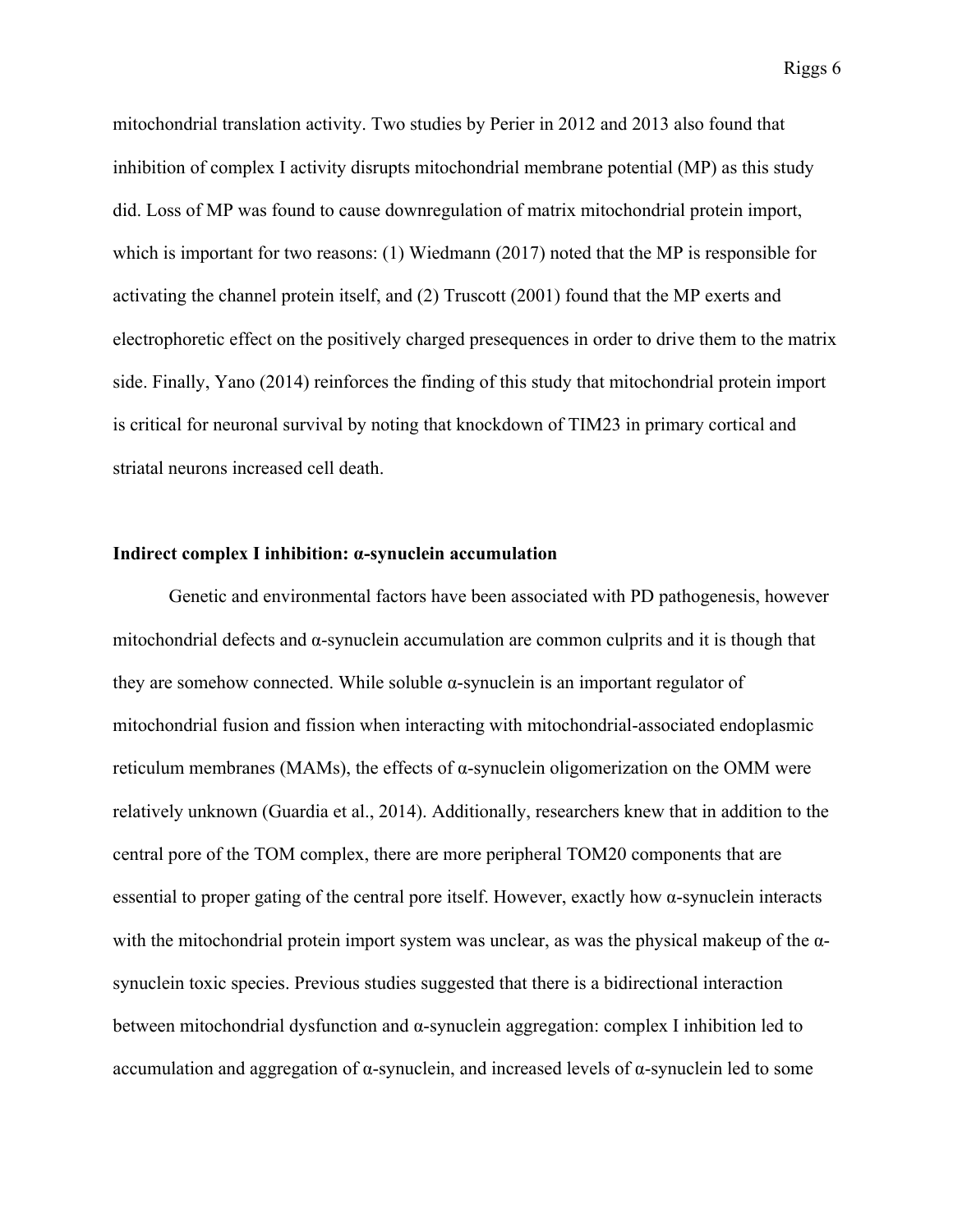mitochondrial translation activity. Two studies by Perier in 2012 and 2013 also found that inhibition of complex I activity disrupts mitochondrial membrane potential (MP) as this study did. Loss of MP was found to cause downregulation of matrix mitochondrial protein import, which is important for two reasons: (1) Wiedmann (2017) noted that the MP is responsible for activating the channel protein itself, and (2) Truscott (2001) found that the MP exerts and electrophoretic effect on the positively charged presequences in order to drive them to the matrix side. Finally, Yano (2014) reinforces the finding of this study that mitochondrial protein import is critical for neuronal survival by noting that knockdown of TIM23 in primary cortical and striatal neurons increased cell death.

**Indirect complex I inhibition: α-synuclein accumulation**

Genetic and environmental factors have been associated with PD pathogenesis, however mitochondrial defects and α-synuclein accumulation are common culprits and it is though that they are somehow connected. While soluble α-synuclein is an important regulator of mitochondrial fusion and fission when interacting with mitochondrial-associated endoplasmic reticulum membranes (MAMs), the effects of α-synuclein oligomerization on the OMM were relatively unknown (Guardia et al., 2014). Additionally, researchers knew that in addition to the central pore of the TOM complex, there are more peripheral TOM20 components that are essential to proper gating of the central pore itself. However, exactly how α-synuclein interacts with the mitochondrial protein import system was unclear, as was the physical makeup of the α-synuclein toxic species. Previous studies suggested that there is a bidirectional interaction between mitochondrial dysfunction and α-synuclein aggregation: complex I inhibition led to accumulation and aggregation of α-synuclein, and increased levels of α-synuclein led to some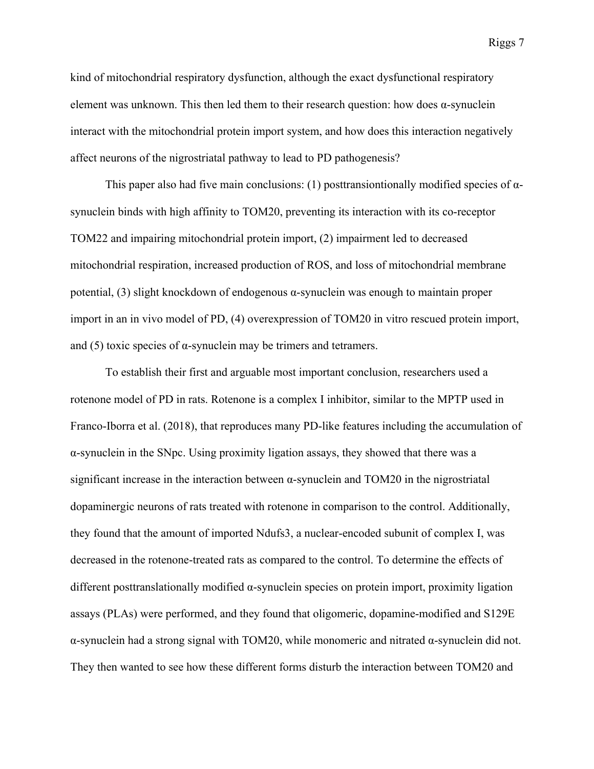kind of mitochondrial respiratory dysfunction, although the exact dysfunctional respiratory element was unknown. This then led them to their research question: how does α-synuclein interact with the mitochondrial protein import system, and how does this interaction negatively affect neurons of the nigrostriatal pathway to lead to PD pathogenesis?

This paper also had five main conclusions: (1) posttransiontionally modified species of α-synuclein binds with high affinity to TOM20, preventing its interaction with its co-receptor TOM22 and impairing mitochondrial protein import, (2) impairment led to decreased mitochondrial respiration, increased production of ROS, and loss of mitochondrial membrane potential, (3) slight knockdown of endogenous α-synuclein was enough to maintain proper import in an in vivo model of PD, (4) overexpression of TOM20 in vitro rescued protein import, and (5) toxic species of α-synuclein may be trimers and tetramers.

To establish their first and arguable most important conclusion, researchers used a rotenone model of PD in rats. Rotenone is a complex I inhibitor, similar to the MPTP used in Franco-Iborra et al. (2018), that reproduces many PD-like features including the accumulation of α-synuclein in the SNpc. Using proximity ligation assays, they showed that there was a significant increase in the interaction between α-synuclein and TOM20 in the nigrostriatal dopaminergic neurons of rats treated with rotenone in comparison to the control. Additionally, they found that the amount of imported Ndufs3, a nuclear-encoded subunit of complex I, was decreased in the rotenone-treated rats as compared to the control. To determine the effects of different posttranslationally modified α-synuclein species on protein import, proximity ligation assays (PLAs) were performed, and they found that oligomeric, dopamine-modified and S129E α-synuclein had a strong signal with TOM20, while monomeric and nitrated α-synuclein did not. They then wanted to see how these different forms disturb the interaction between TOM20 and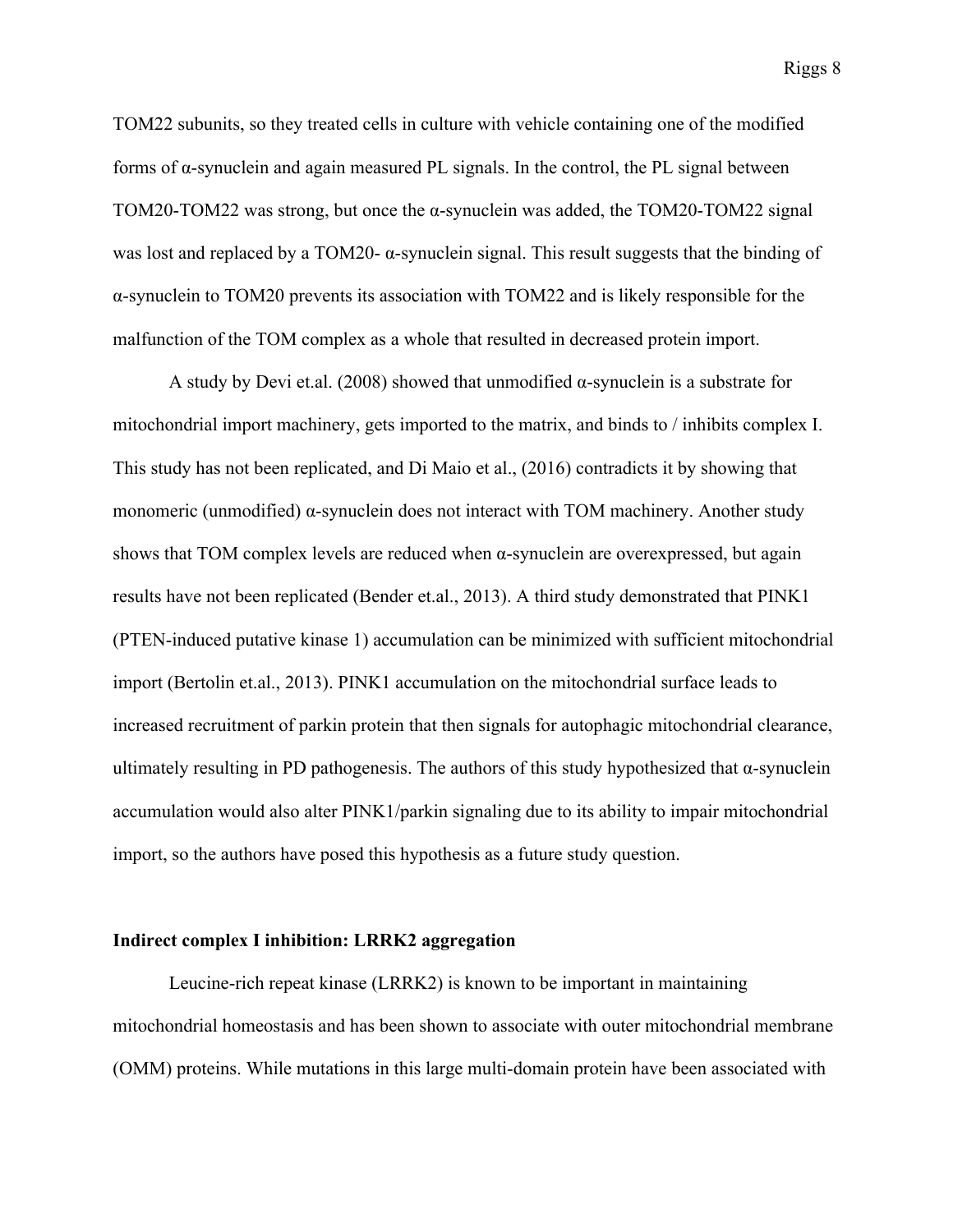TOM22 subunits, so they treated cells in culture with vehicle containing one of the modified forms of α-synuclein and again measured PL signals. In the control, the PL signal between TOM20-TOM22 was strong, but once the α-synuclein was added, the TOM20-TOM22 signal was lost and replaced by a TOM20- α-synuclein signal. This result suggests that the binding of α-synuclein to TOM20 prevents its association with TOM22 and is likely responsible for the malfunction of the TOM complex as a whole that resulted in decreased protein import.

A study by Devi et.al. (2008) showed that unmodified α-synuclein is a substrate for mitochondrial import machinery, gets imported to the matrix, and binds to / inhibits complex I. This study has not been replicated, and Di Maio et al., (2016) contradicts it by showing that monomeric (unmodified) α-synuclein does not interact with TOM machinery. Another study shows that TOM complex levels are reduced when α-synuclein are overexpressed, but again results have not been replicated (Bender et.al., 2013). A third study demonstrated that PINK1 (PTEN-induced putative kinase 1) accumulation can be minimized with sufficient mitochondrial import (Bertolin et.al., 2013). PINK1 accumulation on the mitochondrial surface leads to increased recruitment of parkin protein that then signals for autophagic mitochondrial clearance, ultimately resulting in PD pathogenesis. The authors of this study hypothesized that α-synuclein accumulation would also alter PINK1/parkin signaling due to its ability to impair mitochondrial import, so the authors have posed this hypothesis as a future study question.

**Indirect complex I inhibition: LRRK2 aggregation**

Leucine-rich repeat kinase (LRRK2) is known to be important in maintaining mitochondrial homeostasis and has been shown to associate with outer mitochondrial membrane (OMM) proteins. While mutations in this large multi-domain protein have been associated with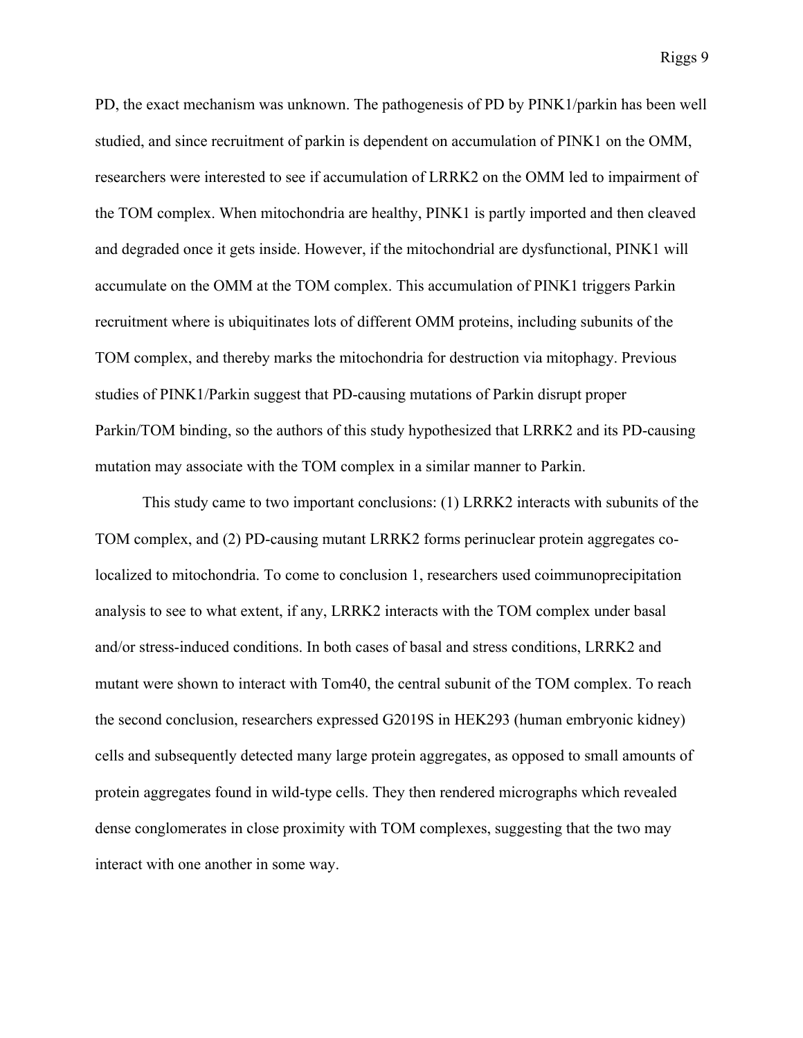PD, the exact mechanism was unknown. The pathogenesis of PD by PINK1/parkin has been well studied, and since recruitment of parkin is dependent on accumulation of PINK1 on the OMM, researchers were interested to see if accumulation of LRRK2 on the OMM led to impairment of the TOM complex. When mitochondria are healthy, PINK1 is partly imported and then cleaved and degraded once it gets inside. However, if the mitochondrial are dysfunctional, PINK1 will accumulate on the OMM at the TOM complex. This accumulation of PINK1 triggers Parkin recruitment where is ubiquitinates lots of different OMM proteins, including subunits of the TOM complex, and thereby marks the mitochondria for destruction via mitophagy. Previous studies of PINK1/Parkin suggest that PD-causing mutations of Parkin disrupt proper Parkin/TOM binding, so the authors of this study hypothesized that LRRK2 and its PD-causing mutation may associate with the TOM complex in a similar manner to Parkin.

This study came to two important conclusions: (1) LRRK2 interacts with subunits of the TOM complex, and (2) PD-causing mutant LRRK2 forms perinuclear protein aggregates co-localized to mitochondria. To come to conclusion 1, researchers used coimmunoprecipitation analysis to see to what extent, if any, LRRK2 interacts with the TOM complex under basal and/or stress-induced conditions. In both cases of basal and stress conditions, LRRK2 and mutant were shown to interact with Tom40, the central subunit of the TOM complex. To reach the second conclusion, researchers expressed G2019S in HEK293 (human embryonic kidney) cells and subsequently detected many large protein aggregates, as opposed to small amounts of protein aggregates found in wild-type cells. They then rendered micrographs which revealed dense conglomerates in close proximity with TOM complexes, suggesting that the two may interact with one another in some way.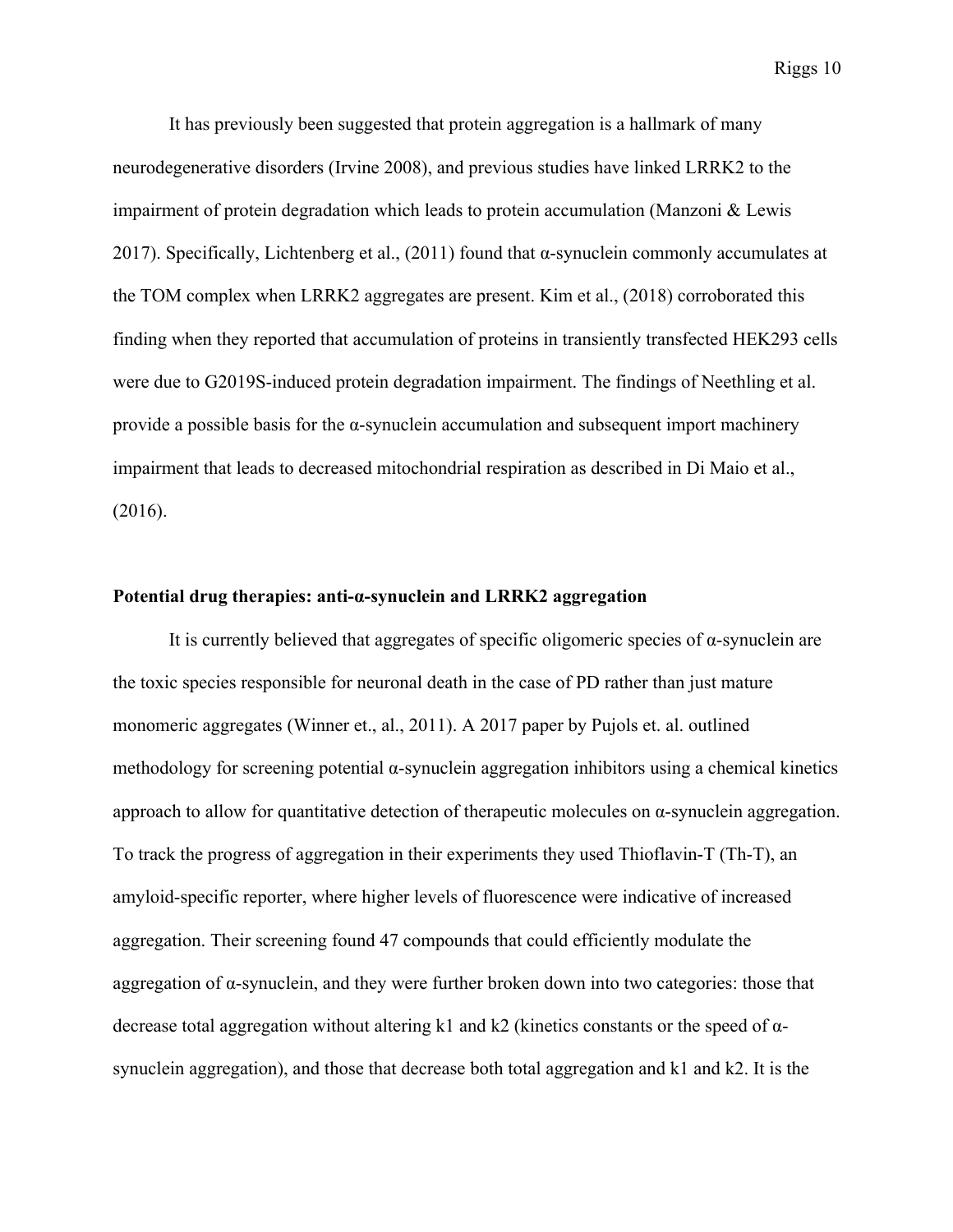It has previously been suggested that protein aggregation is a hallmark of many neurodegenerative disorders (Irvine 2008), and previous studies have linked LRRK2 to the impairment of protein degradation which leads to protein accumulation (Manzoni & Lewis 2017). Specifically, Lichtenberg et al., (2011) found that α-synuclein commonly accumulates at the TOM complex when LRRK2 aggregates are present. Kim et al., (2018) corroborated this finding when they reported that accumulation of proteins in transiently transfected HEK293 cells were due to G2019S-induced protein degradation impairment. The findings of Neethling et al. provide a possible basis for the α-synuclein accumulation and subsequent import machinery impairment that leads to decreased mitochondrial respiration as described in Di Maio et al., (2016).

**Potential drug therapies: anti-α-synuclein and LRRK2 aggregation**

It is currently believed that aggregates of specific oligomeric species of α-synuclein are the toxic species responsible for neuronal death in the case of PD rather than just mature monomeric aggregates (Winner et., al., 2011). A 2017 paper by Pujols et. al. outlined methodology for screening potential α-synuclein aggregation inhibitors using a chemical kinetics approach to allow for quantitative detection of therapeutic molecules on α-synuclein aggregation. To track the progress of aggregation in their experiments they used Thioflavin-T (Th-T), an amyloid-specific reporter, where higher levels of fluorescence were indicative of increased aggregation. Their screening found 47 compounds that could efficiently modulate the aggregation of α-synuclein, and they were further broken down into two categories: those that decrease total aggregation without altering k1 and k2 (kinetics constants or the speed of α-synuclein aggregation), and those that decrease both total aggregation and k1 and k2. It is the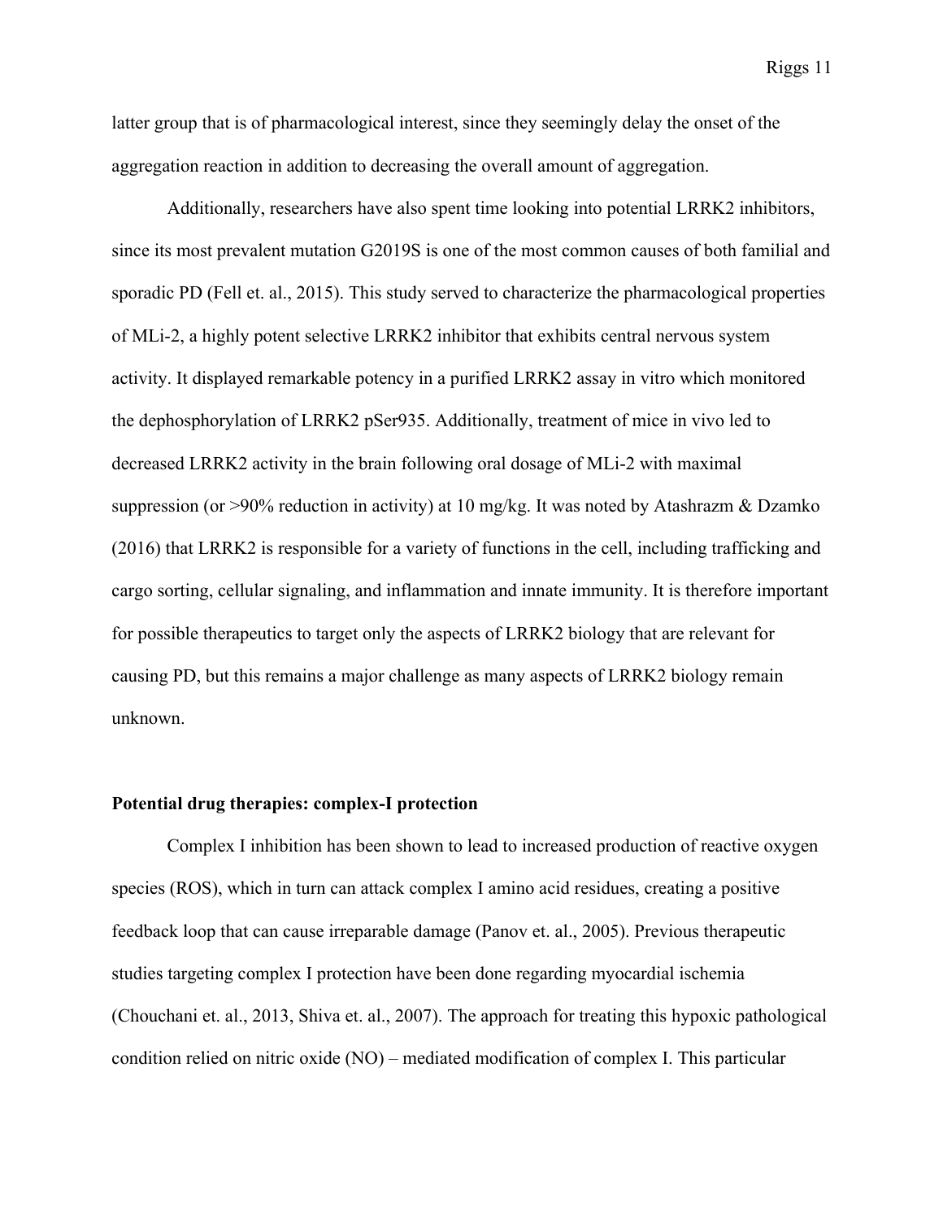latter group that is of pharmacological interest, since they seemingly delay the onset of the aggregation reaction in addition to decreasing the overall amount of aggregation.

Additionally, researchers have also spent time looking into potential LRRK2 inhibitors, since its most prevalent mutation G2019S is one of the most common causes of both familial and sporadic PD (Fell et. al., 2015). This study served to characterize the pharmacological properties of MLi-2, a highly potent selective LRRK2 inhibitor that exhibits central nervous system activity. It displayed remarkable potency in a purified LRRK2 assay in vitro which monitored the dephosphorylation of LRRK2 pSer935. Additionally, treatment of mice in vivo led to decreased LRRK2 activity in the brain following oral dosage of MLi-2 with maximal suppression (or >90% reduction in activity) at 10 mg/kg. It was noted by Atashrazm & Dzamko (2016) that LRRK2 is responsible for a variety of functions in the cell, including trafficking and cargo sorting, cellular signaling, and inflammation and innate immunity. It is therefore important for possible therapeutics to target only the aspects of LRRK2 biology that are relevant for causing PD, but this remains a major challenge as many aspects of LRRK2 biology remain unknown.

**Potential drug therapies: complex-I protection**

Complex I inhibition has been shown to lead to increased production of reactive oxygen species (ROS), which in turn can attack complex I amino acid residues, creating a positive feedback loop that can cause irreparable damage (Panov et. al., 2005). Previous therapeutic studies targeting complex I protection have been done regarding myocardial ischemia (Chouchani et. al., 2013, Shiva et. al., 2007). The approach for treating this hypoxic pathological condition relied on nitric oxide (NO) – mediated modification of complex I. This particular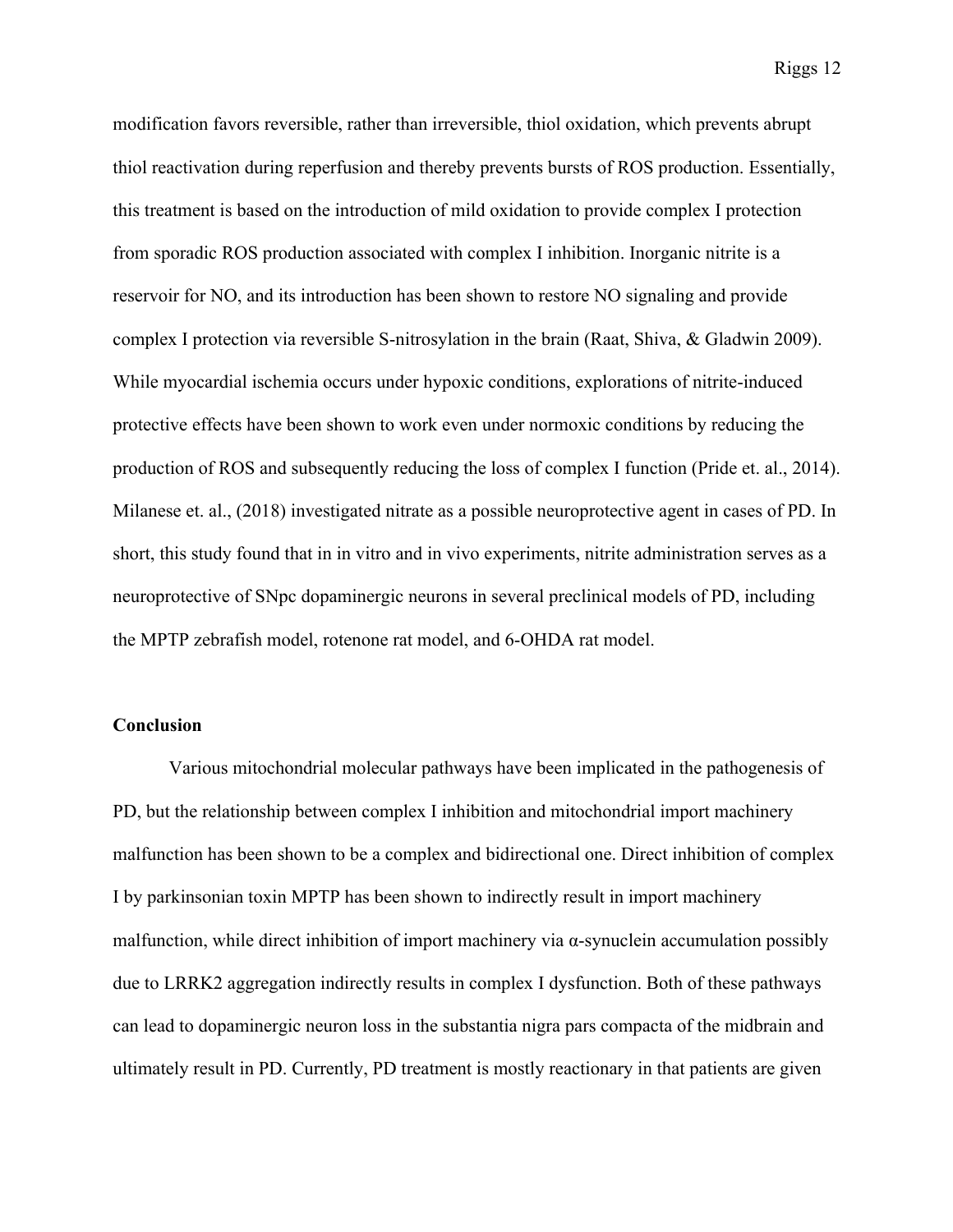modification favors reversible, rather than irreversible, thiol oxidation, which prevents abrupt thiol reactivation during reperfusion and thereby prevents bursts of ROS production. Essentially, this treatment is based on the introduction of mild oxidation to provide complex I protection from sporadic ROS production associated with complex I inhibition. Inorganic nitrite is a reservoir for NO, and its introduction has been shown to restore NO signaling and provide complex I protection via reversible S-nitrosylation in the brain (Raat, Shiva, & Gladwin 2009). While myocardial ischemia occurs under hypoxic conditions, explorations of nitrite-induced protective effects have been shown to work even under normoxic conditions by reducing the production of ROS and subsequently reducing the loss of complex I function (Pride et. al., 2014). Milanese et. al., (2018) investigated nitrate as a possible neuroprotective agent in cases of PD. In short, this study found that in in vitro and in vivo experiments, nitrite administration serves as a neuroprotective of SNpc dopaminergic neurons in several preclinical models of PD, including the MPTP zebrafish model, rotenone rat model, and 6-OHDA rat model.

**Conclusion**

Various mitochondrial molecular pathways have been implicated in the pathogenesis of PD, but the relationship between complex I inhibition and mitochondrial import machinery malfunction has been shown to be a complex and bidirectional one. Direct inhibition of complex I by parkinsonian toxin MPTP has been shown to indirectly result in import machinery malfunction, while direct inhibition of import machinery via α-synuclein accumulation possibly due to LRRK2 aggregation indirectly results in complex I dysfunction. Both of these pathways can lead to dopaminergic neuron loss in the substantia nigra pars compacta of the midbrain and ultimately result in PD. Currently, PD treatment is mostly reactionary in that patients are given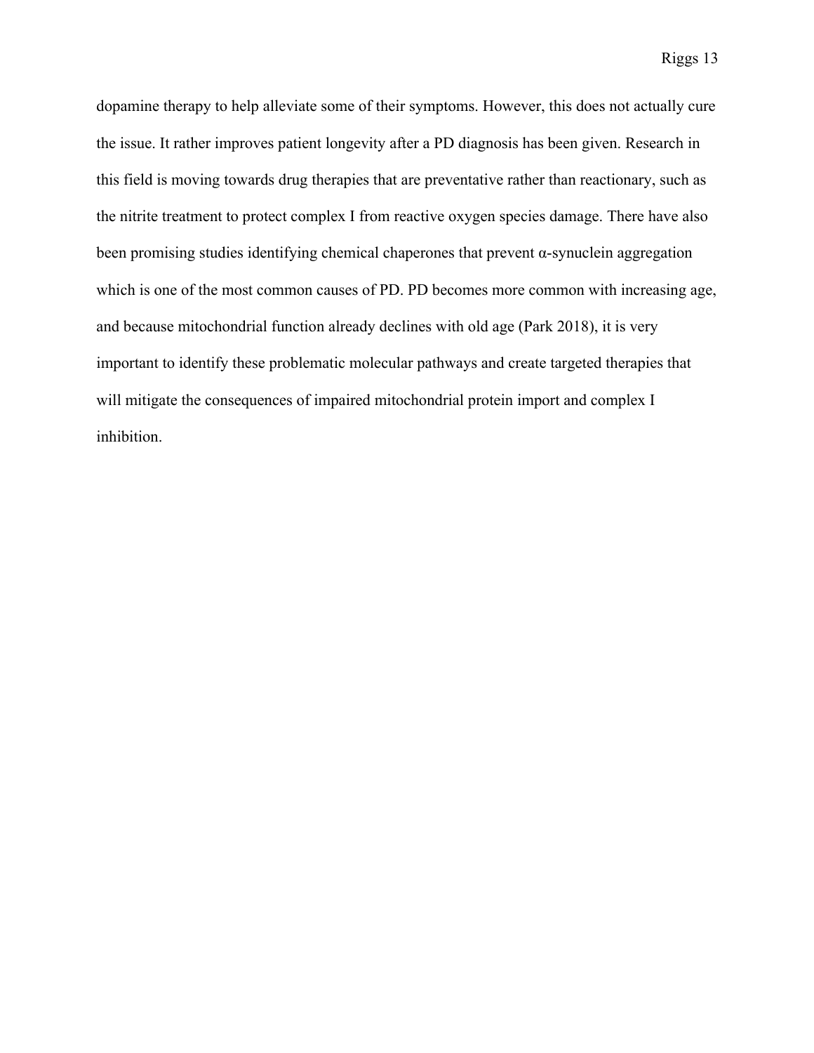dopamine therapy to help alleviate some of their symptoms. However, this does not actually cure the issue. It rather improves patient longevity after a PD diagnosis has been given. Research in this field is moving towards drug therapies that are preventative rather than reactionary, such as the nitrite treatment to protect complex I from reactive oxygen species damage. There have also been promising studies identifying chemical chaperones that prevent α-synuclein aggregation which is one of the most common causes of PD. PD becomes more common with increasing age, and because mitochondrial function already declines with old age (Park 2018), it is very important to identify these problematic molecular pathways and create targeted therapies that will mitigate the consequences of impaired mitochondrial protein import and complex I inhibition.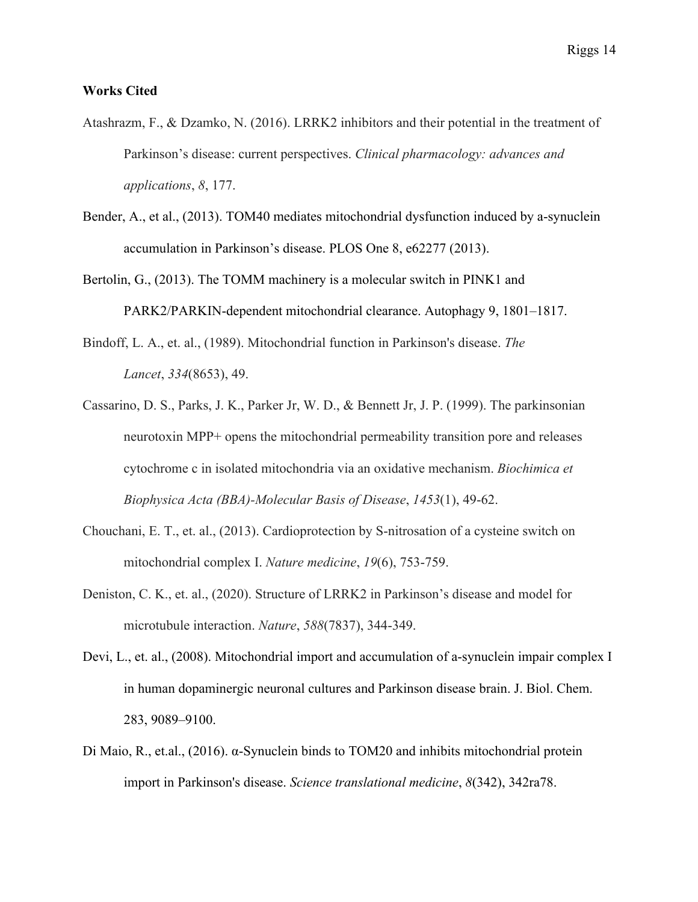**Works Cited**

Atashrazm, F., & Dzamko, N. (2016). LRRK2 inhibitors and their potential in the treatment of Parkinson's disease: current perspectives. *Clinical pharmacology: advances and applications*, *8*, 177.

Bender, A., et al., (2013). TOM40 mediates mitochondrial dysfunction induced by a-synuclein accumulation in Parkinson's disease. PLOS One 8, e62277 (2013).

Bertolin, G., (2013). The TOMM machinery is a molecular switch in PINK1 and PARK2/PARKIN-dependent mitochondrial clearance. Autophagy 9, 1801–1817.

Bindoff, L. A., et. al., (1989). Mitochondrial function in Parkinson's disease. *The Lancet*, *334*(8653), 49.

Cassarino, D. S., Parks, J. K., Parker Jr, W. D., & Bennett Jr, J. P. (1999). The parkinsonian neurotoxin MPP+ opens the mitochondrial permeability transition pore and releases cytochrome c in isolated mitochondria via an oxidative mechanism. *Biochimica et Biophysica Acta (BBA)-Molecular Basis of Disease*, *1453*(1), 49-62.

Chouchani, E. T., et. al., (2013). Cardioprotection by S-nitrosation of a cysteine switch on mitochondrial complex I. *Nature medicine*, *19*(6), 753-759.

Deniston, C. K., et. al., (2020). Structure of LRRK2 in Parkinson's disease and model for microtubule interaction. *Nature*, *588*(7837), 344-349.

Devi, L., et. al., (2008). Mitochondrial import and accumulation of a-synuclein impair complex I in human dopaminergic neuronal cultures and Parkinson disease brain. J. Biol. Chem. 283, 9089–9100.

Di Maio, R., et.al., (2016). α-Synuclein binds to TOM20 and inhibits mitochondrial protein import in Parkinson's disease. *Science translational medicine*, *8*(342), 342ra78.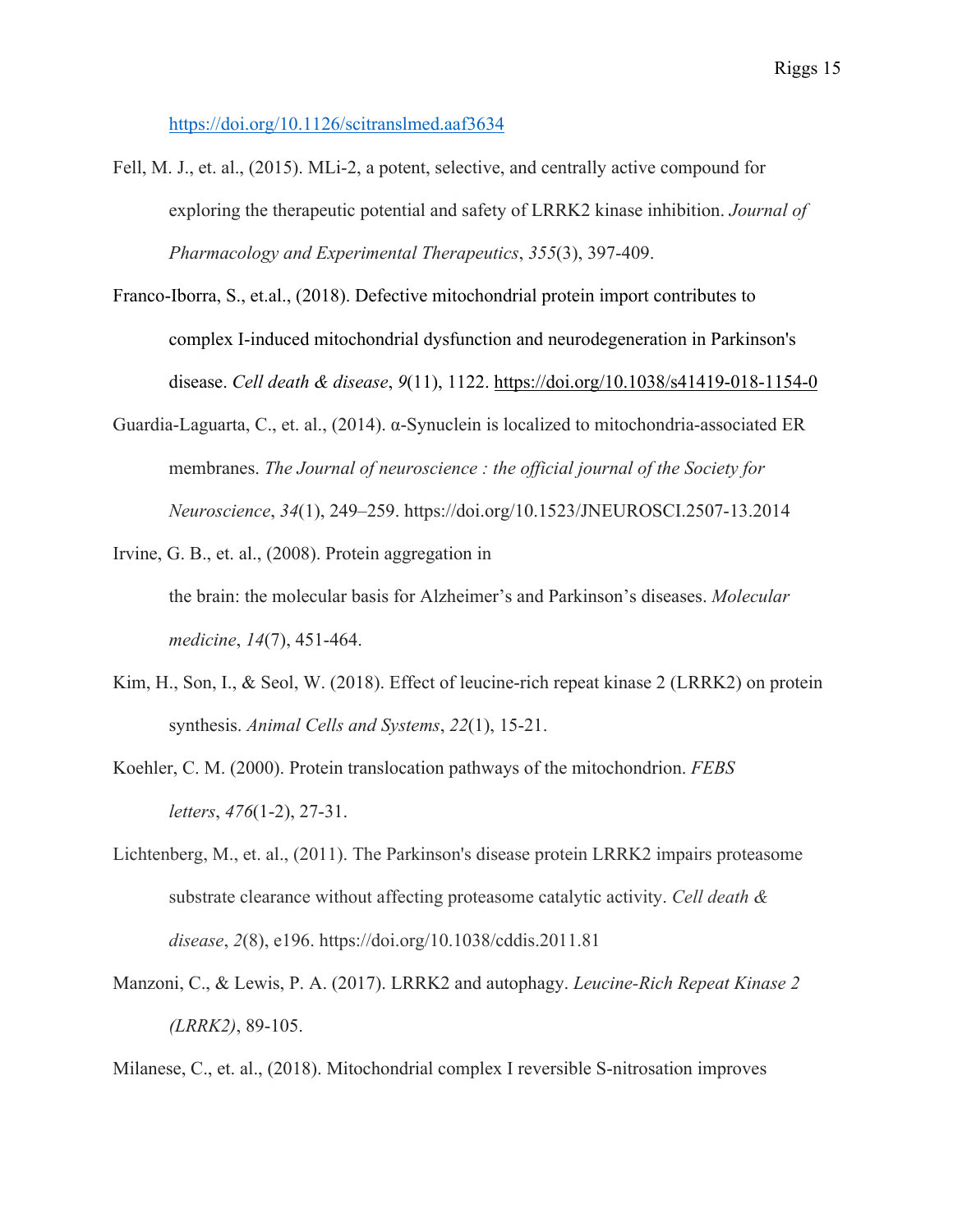https://doi.org/10.1126/scitranslmed.aaf3634

Fell, M. J., et. al., (2015). MLi-2, a potent, selective, and centrally active compound for exploring the therapeutic potential and safety of LRRK2 kinase inhibition. *Journal of Pharmacology and Experimental Therapeutics*, *355*(3), 397-409.

Franco-Iborra, S., et.al., (2018). Defective mitochondrial protein import contributes to complex I-induced mitochondrial dysfunction and neurodegeneration in Parkinson's disease. *Cell death & disease*, *9*(11), 1122. https://doi.org/10.1038/s41419-018-1154-0

Guardia-Laguarta, C., et. al., (2014). α-Synuclein is localized to mitochondria-associated ER membranes. *The Journal of neuroscience : the official journal of the Society for Neuroscience*, *34*(1), 249–259. https://doi.org/10.1523/JNEUROSCI.2507-13.2014

Irvine, G. B., et. al., (2008). Protein aggregation in the brain: the molecular basis for Alzheimer's and Parkinson's diseases. *Molecular medicine*, *14*(7), 451-464.

Kim, H., Son, I., & Seol, W. (2018). Effect of leucine-rich repeat kinase 2 (LRRK2) on protein synthesis. *Animal Cells and Systems*, *22*(1), 15-21.

Koehler, C. M. (2000). Protein translocation pathways of the mitochondrion. *FEBS letters*, *476*(1-2), 27-31.

Lichtenberg, M., et. al., (2011). The Parkinson's disease protein LRRK2 impairs proteasome substrate clearance without affecting proteasome catalytic activity. *Cell death & disease*, *2*(8), e196. https://doi.org/10.1038/cddis.2011.81

Manzoni, C., & Lewis, P. A. (2017). LRRK2 and autophagy. *Leucine-Rich Repeat Kinase 2 (LRRK2)*, 89-105.

Milanese, C., et. al., (2018). Mitochondrial complex I reversible S-nitrosation improves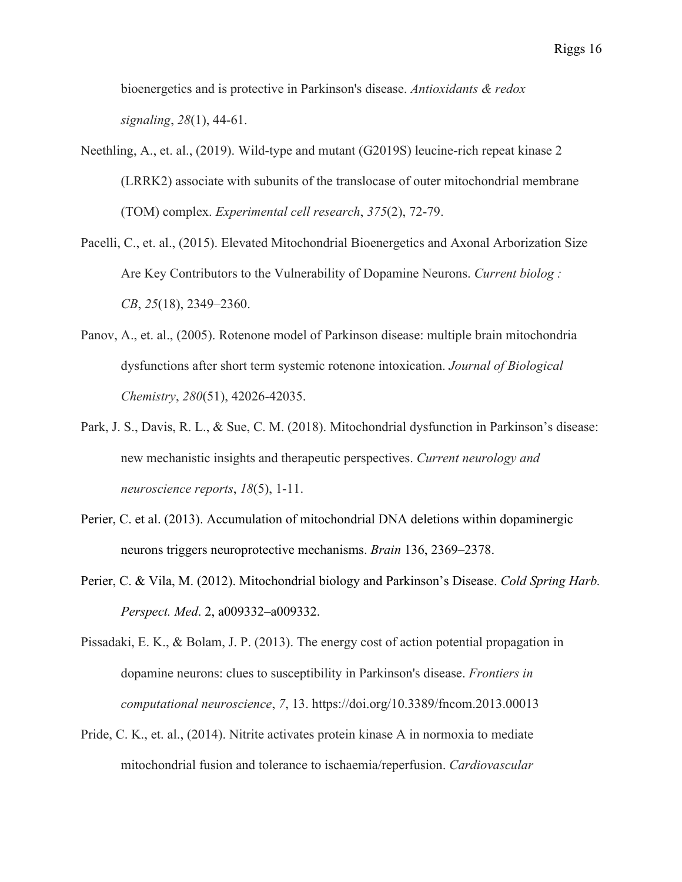bioenergetics and is protective in Parkinson's disease. *Antioxidants & redox signaling*, *28*(1), 44-61.

Neethling, A., et. al., (2019). Wild-type and mutant (G2019S) leucine-rich repeat kinase 2 (LRRK2) associate with subunits of the translocase of outer mitochondrial membrane (TOM) complex. *Experimental cell research*, *375*(2), 72-79.

Pacelli, C., et. al., (2015). Elevated Mitochondrial Bioenergetics and Axonal Arborization Size Are Key Contributors to the Vulnerability of Dopamine Neurons. *Current biolog : CB*, *25*(18), 2349–2360.

Panov, A., et. al., (2005). Rotenone model of Parkinson disease: multiple brain mitochondria dysfunctions after short term systemic rotenone intoxication. *Journal of Biological Chemistry*, *280*(51), 42026-42035.

Park, J. S., Davis, R. L., & Sue, C. M. (2018). Mitochondrial dysfunction in Parkinson's disease: new mechanistic insights and therapeutic perspectives. *Current neurology and neuroscience reports*, *18*(5), 1-11.

Perier, C. et al. (2013). Accumulation of mitochondrial DNA deletions within dopaminergic neurons triggers neuroprotective mechanisms. *Brain* 136, 2369–2378.

Perier, C. & Vila, M. (2012). Mitochondrial biology and Parkinson's Disease. *Cold Spring Harb. Perspect. Med*. 2, a009332–a009332.

Pissadaki, E. K., & Bolam, J. P. (2013). The energy cost of action potential propagation in dopamine neurons: clues to susceptibility in Parkinson's disease. *Frontiers in computational neuroscience*, *7*, 13. https://doi.org/10.3389/fncom.2013.00013

Pride, C. K., et. al., (2014). Nitrite activates protein kinase A in normoxia to mediate mitochondrial fusion and tolerance to ischaemia/reperfusion. *Cardiovascular*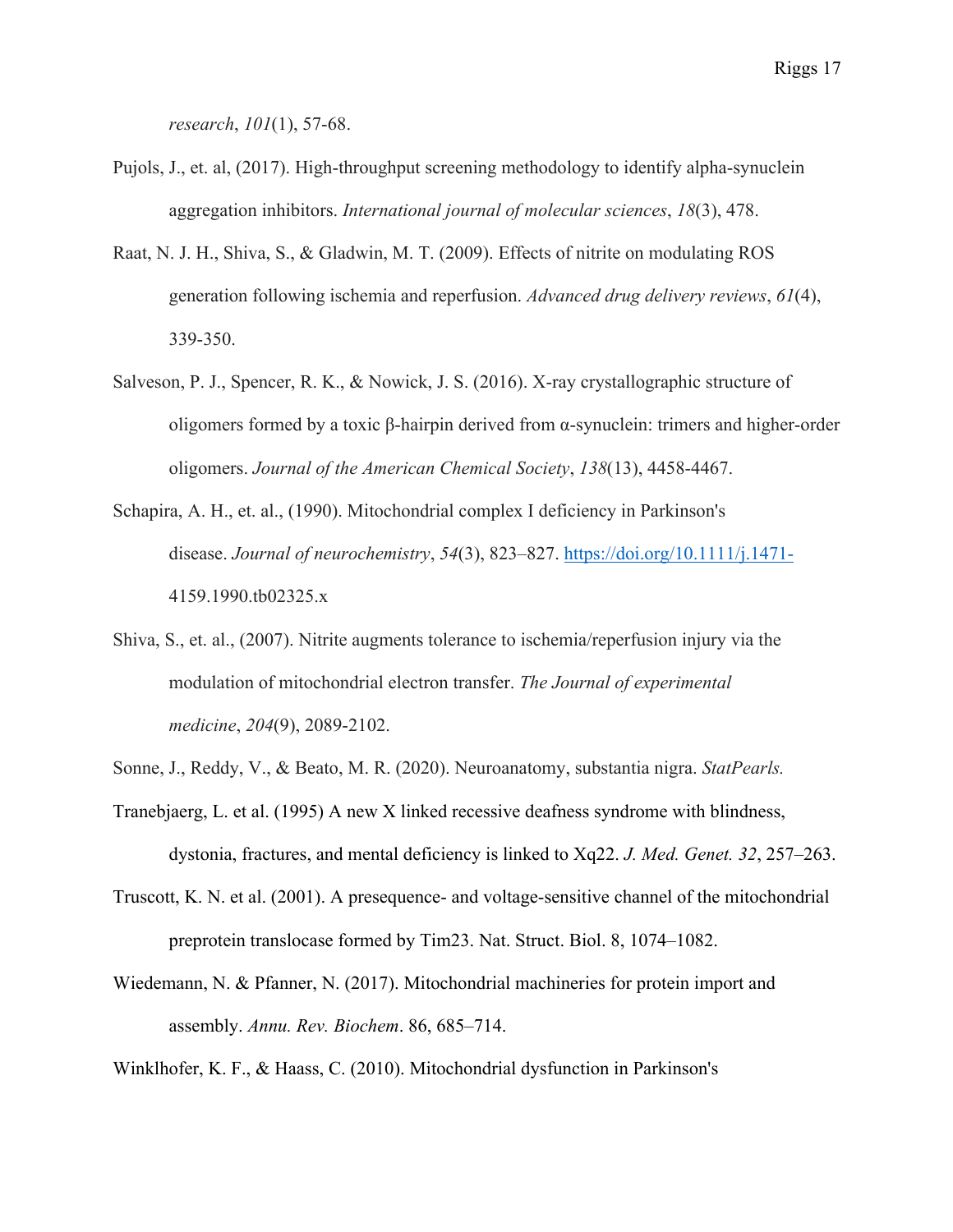*research*, *101*(1), 57-68.

Pujols, J., et. al, (2017). High-throughput screening methodology to identify alpha-synuclein aggregation inhibitors. *International journal of molecular sciences*, *18*(3), 478.

Raat, N. J. H., Shiva, S., & Gladwin, M. T. (2009). Effects of nitrite on modulating ROS generation following ischemia and reperfusion. *Advanced drug delivery reviews*, *61*(4), 339-350.

Salveson, P. J., Spencer, R. K., & Nowick, J. S. (2016). X-ray crystallographic structure of oligomers formed by a toxic β-hairpin derived from α-synuclein: trimers and higher-order oligomers. *Journal of the American Chemical Society*, *138*(13), 4458-4467.

Schapira, A. H., et. al., (1990). Mitochondrial complex I deficiency in Parkinson's disease. *Journal of neurochemistry*, *54*(3), 823–827. https://doi.org/10.1111/j.1471-4159.1990.tb02325.x

Shiva, S., et. al., (2007). Nitrite augments tolerance to ischemia/reperfusion injury via the modulation of mitochondrial electron transfer. *The Journal of experimental medicine*, *204*(9), 2089-2102.

Sonne, J., Reddy, V., & Beato, M. R. (2020). Neuroanatomy, substantia nigra. *StatPearls.*

Tranebjaerg, L. et al. (1995) A new X linked recessive deafness syndrome with blindness, dystonia, fractures, and mental deficiency is linked to Xq22. *J. Med. Genet. 32*, 257–263.

Truscott, K. N. et al. (2001). A presequence- and voltage-sensitive channel of the mitochondrial preprotein translocase formed by Tim23. Nat. Struct. Biol. 8, 1074–1082.

Wiedemann, N. & Pfanner, N. (2017). Mitochondrial machineries for protein import and assembly. *Annu. Rev. Biochem*. 86, 685–714.

Winklhofer, K. F., & Haass, C. (2010). Mitochondrial dysfunction in Parkinson's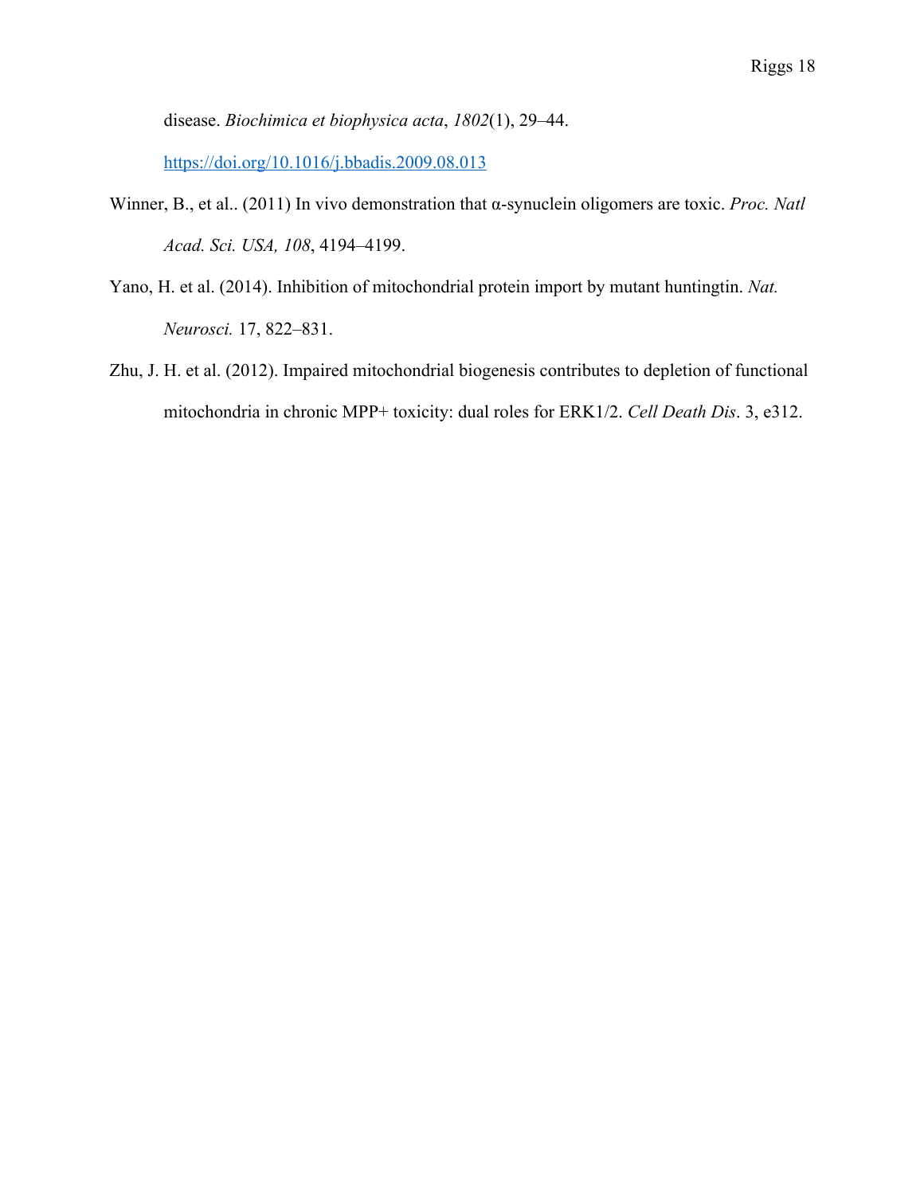disease. *Biochimica et biophysica acta*, *1802*(1), 29–44. https://doi.org/10.1016/j.bbadis.2009.08.013

Winner, B., et al.. (2011) In vivo demonstration that α-synuclein oligomers are toxic. *Proc. Natl Acad. Sci. USA, 108*, 4194–4199.

Yano, H. et al. (2014). Inhibition of mitochondrial protein import by mutant huntingtin. *Nat. Neurosci.* 17, 822–831.

Zhu, J. H. et al. (2012). Impaired mitochondrial biogenesis contributes to depletion of functional mitochondria in chronic MPP+ toxicity: dual roles for ERK1/2. *Cell Death Dis*. 3, e312.